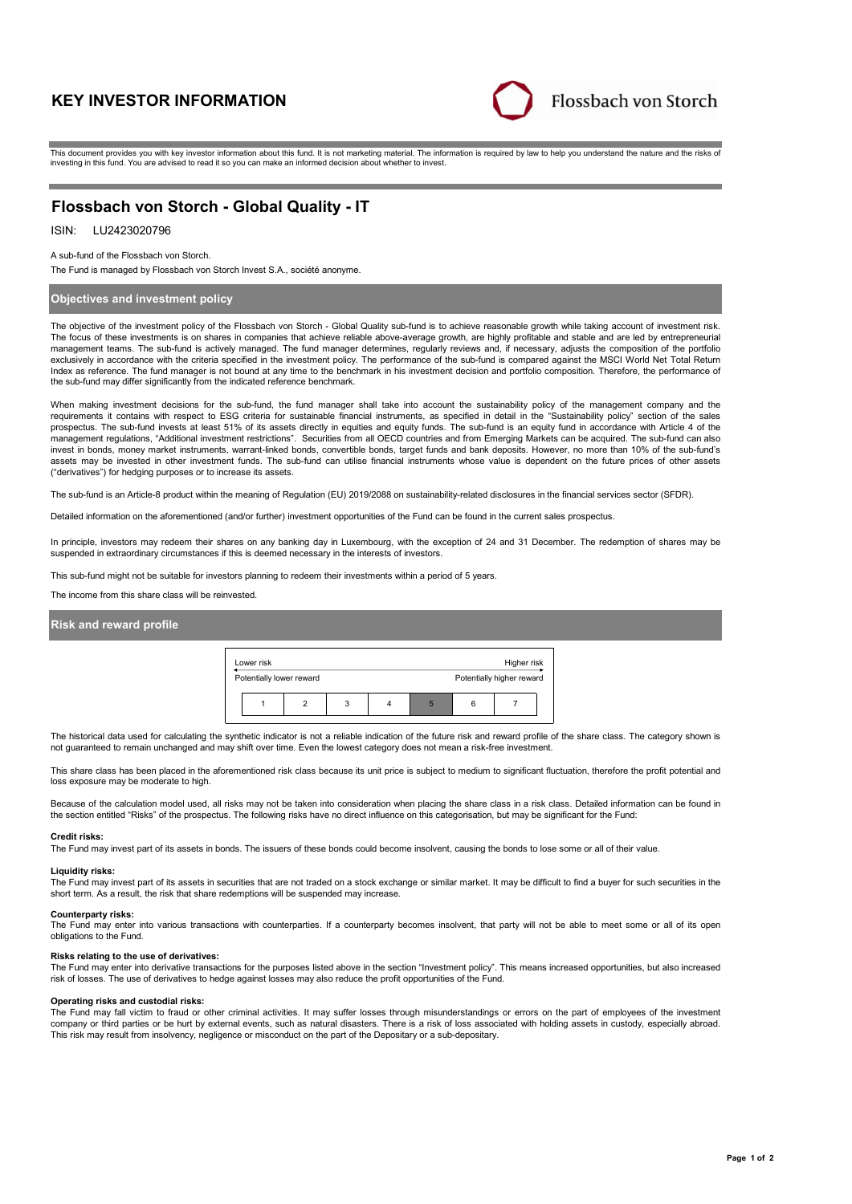# KEY INVESTOR INFORMATION

Flossbach von Storch

This document provides you with key investor information about this fund. It is not marketing material. The information is required by law to help you understand the nature and the risks of investing in this fund. You are advised to read it so you can make an informed decision about whether to invest.

## Flossbach von Storch - Global Quality - IT

ISIN: LU2423020796

A sub-fund of the Flossbach von Storch.

The Fund is managed by Flossbach von Storch Invest S.A., société anonyme.

### Objectives and investment policy

The objective of the investment policy of the Flossbach von Storch - Global Quality sub-fund is to achieve reasonable growth while taking account of investment risk. The focus of these investments is on shares in companies that achieve reliable above-average growth, are highly profitable and stable and are led by entrepreneurial management teams. The sub-fund is actively managed. The fund manager determines, regularly reviews and, if necessary, adjusts the composition of the portfolio exclusively in accordance with the criteria specified in the investment policy. The performance of the sub-fund is compared against the MSCI World Net Total Return Index as reference. The fund manager is not bound at any time to the benchmark in his investment decision and portfolio composition. Therefore, the performance of the sub-fund may differ significantly from the indicated reference benchmark.

When making investment decisions for the sub-fund, the fund manager shall take into account the sustainability policy of the management company and the requirements it contains with respect to ESG criteria for sustainable financial instruments, as specified in detail in the "Sustainability policy" section of the sales prospectus. The sub-fund invests at least 51% of its assets directly in equities and equity funds. The sub-fund is an equity fund in accordance with Article 4 of the management regulations, "Additional investment restrictions". Securities from all OECD countries and from Emerging Markets can be acquired. The sub-fund can also invest in bonds, money market instruments, warrant-linked bonds, convertible bonds, target funds and bank deposits. However, no more than 10% of the sub-fund's assets may be invested in other investment funds. The sub-fund can utilise financial instruments whose value is dependent on the future prices of other assets ("derivatives") for hedging purposes or to increase its assets.

The sub-fund is an Article-8 product within the meaning of Regulation (EU) 2019/2088 on sustainability-related disclosures in the financial services sector (SFDR).

Detailed information on the aforementioned (and/or further) investment opportunities of the Fund can be found in the current sales prospectus.

In principle, investors may redeem their shares on any banking day in Luxembourg, with the exception of 24 and 31 December. The redemption of shares may be suspended in extraordinary circumstances if this is deemed necessary in the interests of investors.

This sub-fund might not be suitable for investors planning to redeem their investments within a period of 5 years.

The income from this share class will be reinvested.

### Risk and reward profile

Lower risk | Higher risk

Potentially lower reward | Potentially higher reward

| 1 | 2 | 3 | 4 | **5** | 6 | 7 |
|---|---|---|---|---|---|---|

The historical data used for calculating the synthetic indicator is not a reliable indication of the future risk and reward profile of the share class. The category shown is not guaranteed to remain unchanged and may shift over time. Even the lowest category does not mean a risk-free investment.

This share class has been placed in the aforementioned risk class because its unit price is subject to medium to significant fluctuation, therefore the profit potential and loss exposure may be moderate to high.

Because of the calculation model used, all risks may not be taken into consideration when placing the share class in a risk class. Detailed information can be found in the section entitled "Risks" of the prospectus. The following risks have no direct influence on this categorisation, but may be significant for the Fund:

**Credit risks:**
The Fund may invest part of its assets in bonds. The issuers of these bonds could become insolvent, causing the bonds to lose some or all of their value.

**Liquidity risks:**
The Fund may invest part of its assets in securities that are not traded on a stock exchange or similar market. It may be difficult to find a buyer for such securities in the short term. As a result, the risk that share redemptions will be suspended may increase.

**Counterparty risks:**
The Fund may enter into various transactions with counterparties. If a counterparty becomes insolvent, that party will not be able to meet some or all of its open obligations to the Fund.

**Risks relating to the use of derivatives:**
The Fund may enter into derivative transactions for the purposes listed above in the section "Investment policy". This means increased opportunities, but also increased risk of losses. The use of derivatives to hedge against losses may also reduce the profit opportunities of the Fund.

**Operating risks and custodial risks:**
The Fund may fall victim to fraud or other criminal activities. It may suffer losses through misunderstandings or errors on the part of employees of the investment company or third parties or be hurt by external events, such as natural disasters. There is a risk of loss associated with holding assets in custody, especially abroad. This risk may result from insolvency, negligence or misconduct on the part of the Depositary or a sub-depositary.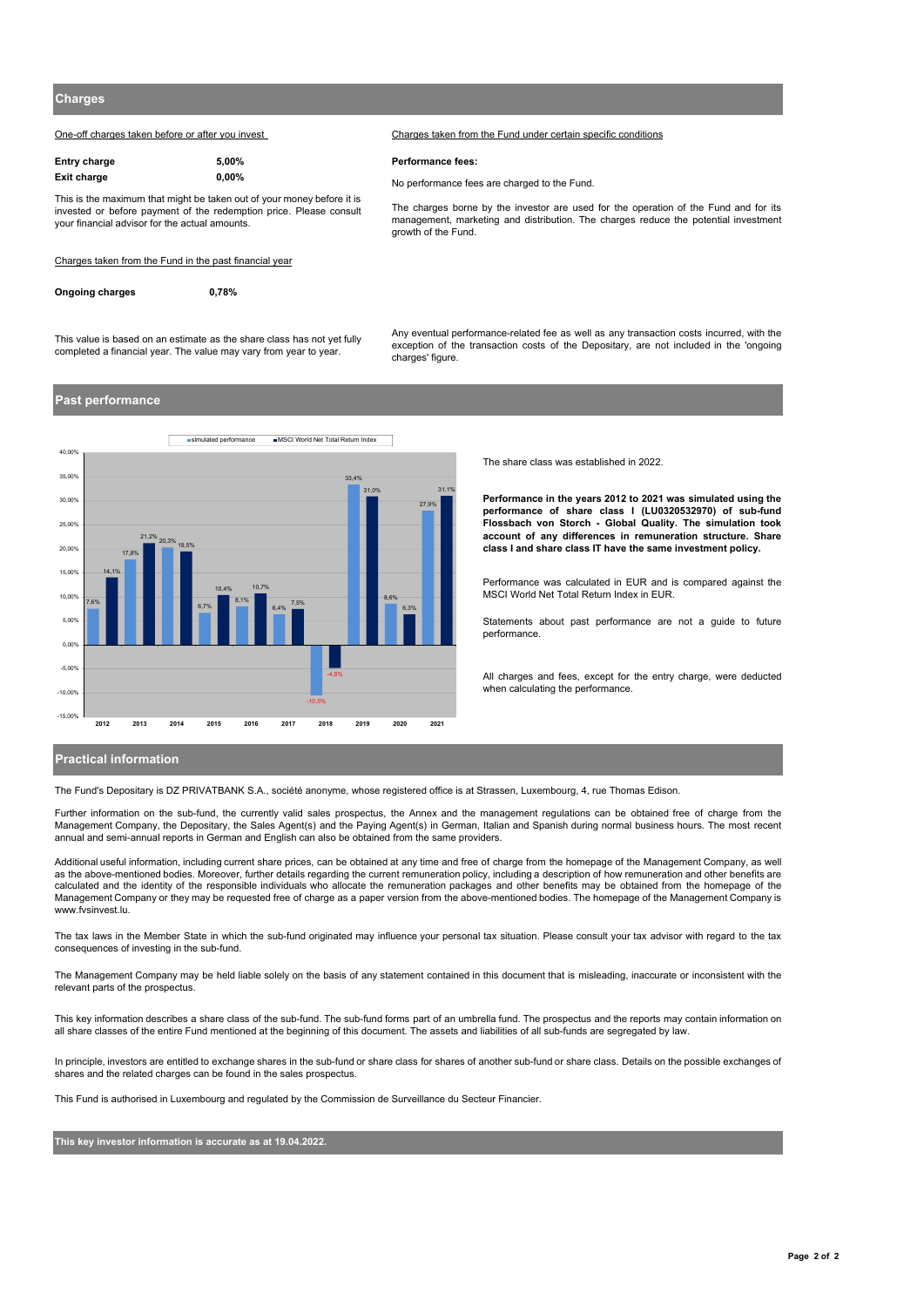## Charges

One-off charges taken before or after you invest

**Entry charge** 5,00%
**Exit charge** 0,00%

This is the maximum that might be taken out of your money before it is invested or before payment of the redemption price. Please consult your financial advisor for the actual amounts.

Charges taken from the Fund in the past financial year

**Ongoing charges** 0,78%

This value is based on an estimate as the share class has not yet fully completed a financial year. The value may vary from year to year.

Charges taken from the Fund under certain specific conditions

**Performance fees:**

No performance fees are charged to the Fund.

The charges borne by the investor are used for the operation of the Fund and for its management, marketing and distribution. The charges reduce the potential investment growth of the Fund.

Any eventual performance-related fee as well as any transaction costs incurred, with the exception of the transaction costs of the Depositary, are not included in the 'ongoing charges' figure.

## Past performance

simulated performance
MSCI World Net Total Return Index

40,00%
35,00%
30,00%
25,00%
20,00%
15,00%
10,00%
5,00%
0,00%
-5,00%
-10,00%
-15,00%

7,6% 14,1% 17,8% 21,2% 20,3% 19,5% 6,7% 10,4% 8,1% 10,7% 6,4% 7,5% -10,5% -4,8% 33,4% 31,0% 8,6% 6,3% 27,9% 31,1%

2012 2013 2014 2015 2016 2017 2018 2019 2020 2021

The share class was established in 2022.

**Performance in the years 2012 to 2021 was simulated using the performance of share class I (LU0320532970) of sub-fund Flossbach von Storch - Global Quality. The simulation took account of any differences in remuneration structure. Share class I and share class IT have the same investment policy.**

Performance was calculated in EUR and is compared against the MSCI World Net Total Return Index in EUR.

Statements about past performance are not a guide to future performance.

All charges and fees, except for the entry charge, were deducted when calculating the performance.

## Practical information

The Fund's Depositary is DZ PRIVATBANK S.A., société anonyme, whose registered office is at Strassen, Luxembourg, 4, rue Thomas Edison.

Further information on the sub-fund, the currently valid sales prospectus, the Annex and the management regulations can be obtained free of charge from the Management Company, the Depositary, the Sales Agent(s) and the Paying Agent(s) in German, Italian and Spanish during normal business hours. The most recent annual and semi-annual reports in German and English can also be obtained from the same providers.

Additional useful information, including current share prices, can be obtained at any time and free of charge from the homepage of the Management Company, as well as the above-mentioned bodies. Moreover, further details regarding the current remuneration policy, including a description of how remuneration and other benefits are calculated and the identity of the responsible individuals who allocate the remuneration packages and other benefits may be obtained from the homepage of the Management Company or they may be requested free of charge as a paper version from the above-mentioned bodies. The homepage of the Management Company is www.fvsinvest.lu.

The tax laws in the Member State in which the sub-fund originated may influence your personal tax situation. Please consult your tax advisor with regard to the tax consequences of investing in the sub-fund.

The Management Company may be held liable solely on the basis of any statement contained in this document that is misleading, inaccurate or inconsistent with the relevant parts of the prospectus.

This key information describes a share class of the sub-fund. The sub-fund forms part of an umbrella fund. The prospectus and the reports may contain information on all share classes of the entire Fund mentioned at the beginning of this document. The assets and liabilities of all sub-funds are segregated by law.

In principle, investors are entitled to exchange shares in the sub-fund or share class for shares of another sub-fund or share class. Details on the possible exchanges of shares and the related charges can be found in the sales prospectus.

This Fund is authorised in Luxembourg and regulated by the Commission de Surveillance du Secteur Financier.

**This key investor information is accurate as at 19.04.2022.**